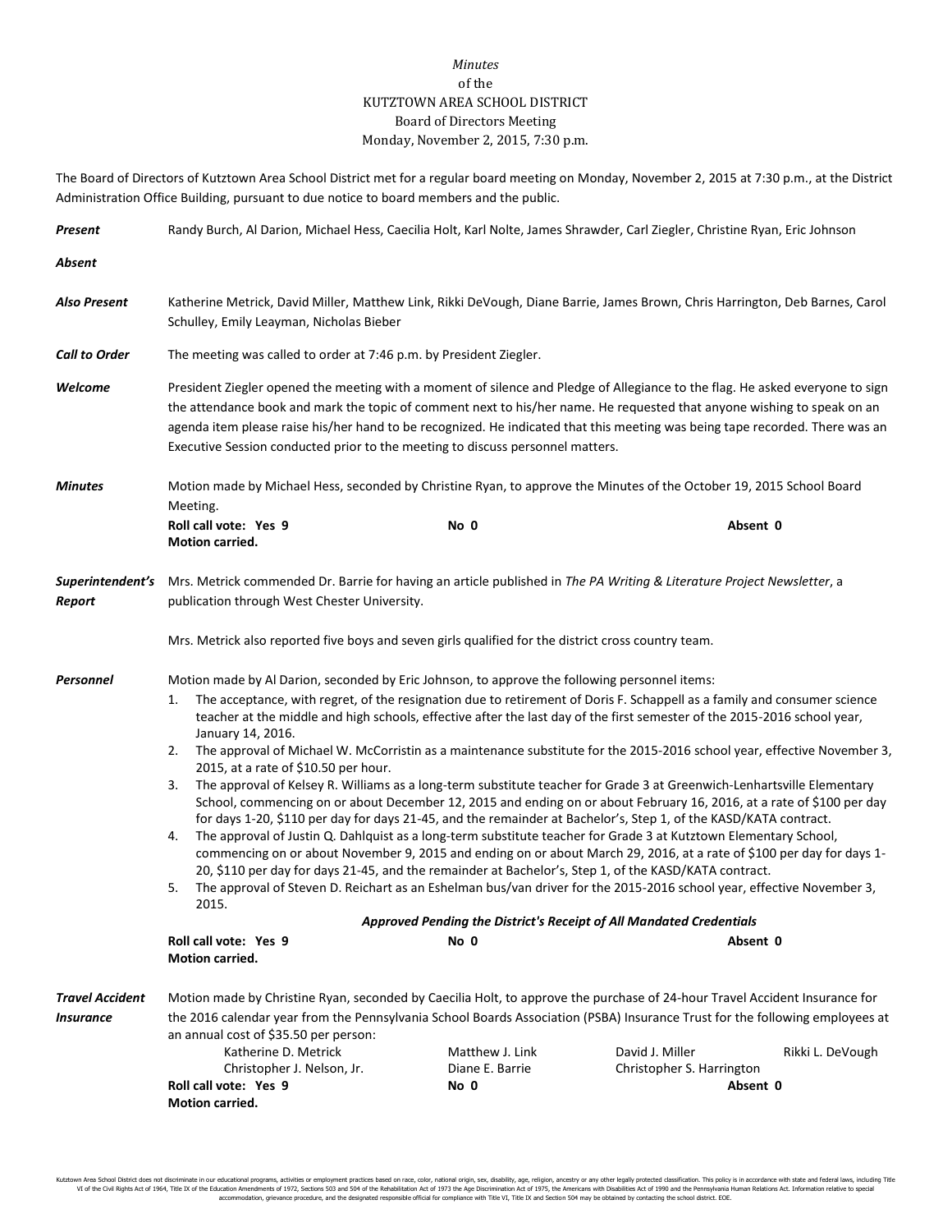*Minutes*
of the
KUTZTOWN AREA SCHOOL DISTRICT
Board of Directors Meeting
Monday, November 2, 2015, 7:30 p.m.

The Board of Directors of Kutztown Area School District met for a regular board meeting on Monday, November 2, 2015 at 7:30 p.m., at the District Administration Office Building, pursuant to due notice to board members and the public.

***Present*** Randy Burch, Al Darion, Michael Hess, Caecilia Holt, Karl Nolte, James Shrawder, Carl Ziegler, Christine Ryan, Eric Johnson

***Absent***

***Also Present*** Katherine Metrick, David Miller, Matthew Link, Rikki DeVough, Diane Barrie, James Brown, Chris Harrington, Deb Barnes, Carol Schulley, Emily Leayman, Nicholas Bieber

***Call to Order*** The meeting was called to order at 7:46 p.m. by President Ziegler.

***Welcome*** President Ziegler opened the meeting with a moment of silence and Pledge of Allegiance to the flag. He asked everyone to sign the attendance book and mark the topic of comment next to his/her name. He requested that anyone wishing to speak on an agenda item please raise his/her hand to be recognized. He indicated that this meeting was being tape recorded. There was an Executive Session conducted prior to the meeting to discuss personnel matters.

***Minutes*** Motion made by Michael Hess, seconded by Christine Ryan, to approve the Minutes of the October 19, 2015 School Board Meeting.

**Roll call vote: Yes 9** **No 0** **Absent 0**
**Motion carried.**

***Superintendent's Report*** Mrs. Metrick commended Dr. Barrie for having an article published in *The PA Writing & Literature Project Newsletter*, a publication through West Chester University.

Mrs. Metrick also reported five boys and seven girls qualified for the district cross country team.

***Personnel*** Motion made by Al Darion, seconded by Eric Johnson, to approve the following personnel items:

1. The acceptance, with regret, of the resignation due to retirement of Doris F. Schappell as a family and consumer science teacher at the middle and high schools, effective after the last day of the first semester of the 2015-2016 school year, January 14, 2016.
2. The approval of Michael W. McCorristin as a maintenance substitute for the 2015-2016 school year, effective November 3, 2015, at a rate of $10.50 per hour.
3. The approval of Kelsey R. Williams as a long-term substitute teacher for Grade 3 at Greenwich-Lenhartsville Elementary School, commencing on or about December 12, 2015 and ending on or about February 16, 2016, at a rate of $100 per day for days 1-20, $110 per day for days 21-45, and the remainder at Bachelor's, Step 1, of the KASD/KATA contract.
4. The approval of Justin Q. Dahlquist as a long-term substitute teacher for Grade 3 at Kutztown Elementary School, commencing on or about November 9, 2015 and ending on or about March 29, 2016, at a rate of $100 per day for days 1-20, $110 per day for days 21-45, and the remainder at Bachelor's, Step 1, of the KASD/KATA contract.
5. The approval of Steven D. Reichart as an Eshelman bus/van driver for the 2015-2016 school year, effective November 3, 2015.

***Approved Pending the District's Receipt of All Mandated Credentials***

**Roll call vote: Yes 9** **No 0** **Absent 0**
**Motion carried.**

***Travel Accident Insurance*** Motion made by Christine Ryan, seconded by Caecilia Holt, to approve the purchase of 24-hour Travel Accident Insurance for the 2016 calendar year from the Pennsylvania School Boards Association (PSBA) Insurance Trust for the following employees at an annual cost of $35.50 per person:

| | | | |
|---|---|---|---|
| Katherine D. Metrick | Matthew J. Link | David J. Miller | Rikki L. DeVough |
| Christopher J. Nelson, Jr. | Diane E. Barrie | Christopher S. Harrington | |

**Roll call vote: Yes 9** **No 0** **Absent 0**
**Motion carried.**

Kutztown Area School District does not discriminate in our educational programs, activities or employment practices based on race, color, national origin, sex, disability, age, religion, ancestry or any other legally protected classification. This policy is in accordance with state and federal laws, including Title VI of the Civil Rights Act of 1964, Title IX of the Education Amendments of 1972, Sections 503 and 504 of the Rehabilitation Act of 1973 the Age Discrimination Act of 1975, the Americans with Disabilities Act of 1990 and the Pennsylvania Human Relations Act. Information relative to special accommodation, grievance procedure, and the designated responsible official for compliance with Title VI, Title IX and Section 504 may be obtained by contacting the school district. EOE.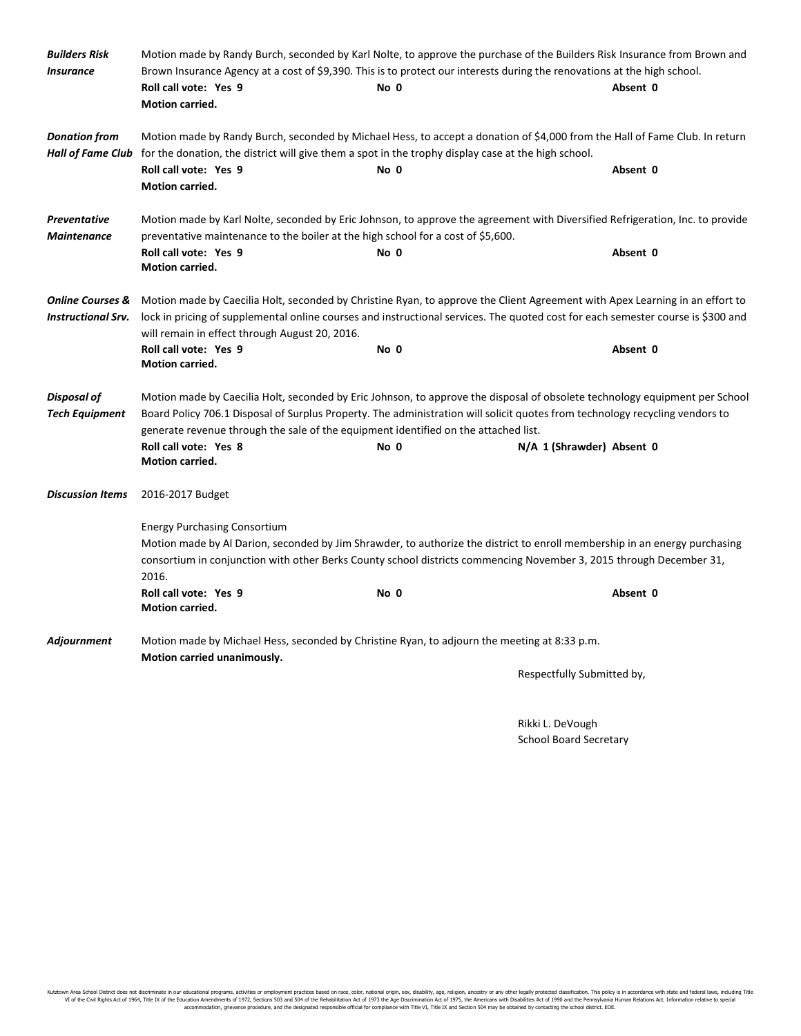***Builders Risk Insurance***

Motion made by Randy Burch, seconded by Karl Nolte, to approve the purchase of the Builders Risk Insurance from Brown and Brown Insurance Agency at a cost of $9,390. This is to protect our interests during the renovations at the high school.

**Roll call vote: Yes 9** **No 0** **Absent 0**
**Motion carried.**

***Donation from Hall of Fame Club***

Motion made by Randy Burch, seconded by Michael Hess, to accept a donation of $4,000 from the Hall of Fame Club. In return for the donation, the district will give them a spot in the trophy display case at the high school.

**Roll call vote: Yes 9** **No 0** **Absent 0**
**Motion carried.**

***Preventative Maintenance***

Motion made by Karl Nolte, seconded by Eric Johnson, to approve the agreement with Diversified Refrigeration, Inc. to provide preventative maintenance to the boiler at the high school for a cost of $5,600.

**Roll call vote: Yes 9** **No 0** **Absent 0**
**Motion carried.**

***Online Courses & Instructional Srv.***

Motion made by Caecilia Holt, seconded by Christine Ryan, to approve the Client Agreement with Apex Learning in an effort to lock in pricing of supplemental online courses and instructional services. The quoted cost for each semester course is $300 and will remain in effect through August 20, 2016.

**Roll call vote: Yes 9** **No 0** **Absent 0**
**Motion carried.**

***Disposal of Tech Equipment***

Motion made by Caecilia Holt, seconded by Eric Johnson, to approve the disposal of obsolete technology equipment per School Board Policy 706.1 Disposal of Surplus Property. The administration will solicit quotes from technology recycling vendors to generate revenue through the sale of the equipment identified on the attached list.

**Roll call vote: Yes 8** **No 0** **N/A 1 (Shrawder) Absent 0**
**Motion carried.**

***Discussion Items***

2016-2017 Budget

Energy Purchasing Consortium

Motion made by Al Darion, seconded by Jim Shrawder, to authorize the district to enroll membership in an energy purchasing consortium in conjunction with other Berks County school districts commencing November 3, 2015 through December 31, 2016.

**Roll call vote: Yes 9** **No 0** **Absent 0**
**Motion carried.**

***Adjournment***

Motion made by Michael Hess, seconded by Christine Ryan, to adjourn the meeting at 8:33 p.m.
**Motion carried unanimously.**

Respectfully Submitted by,

Rikki L. DeVough
School Board Secretary

Kutztown Area School District does not discriminate in our educational programs, activities or employment practices based on race, color, national origin, sex, disability, age, religion, ancestry or any other legally protected classification. This policy is in accordance with state and federal laws, including Title VI of the Civil Rights Act of 1964, Title IX of the Education Amendments of 1972, Sections 503 and 504 of the Rehabilitation Act of 1973 the Age Discrimination Act of 1975, the Americans with Disabilities Act of 1990 and the Pennsylvania Human Relations Act. Information relative to special accommodation, grievance procedure, and the designated responsible official for compliance with Title VI, Title IX and Section 504 may be obtained by contacting the school district. EOE.